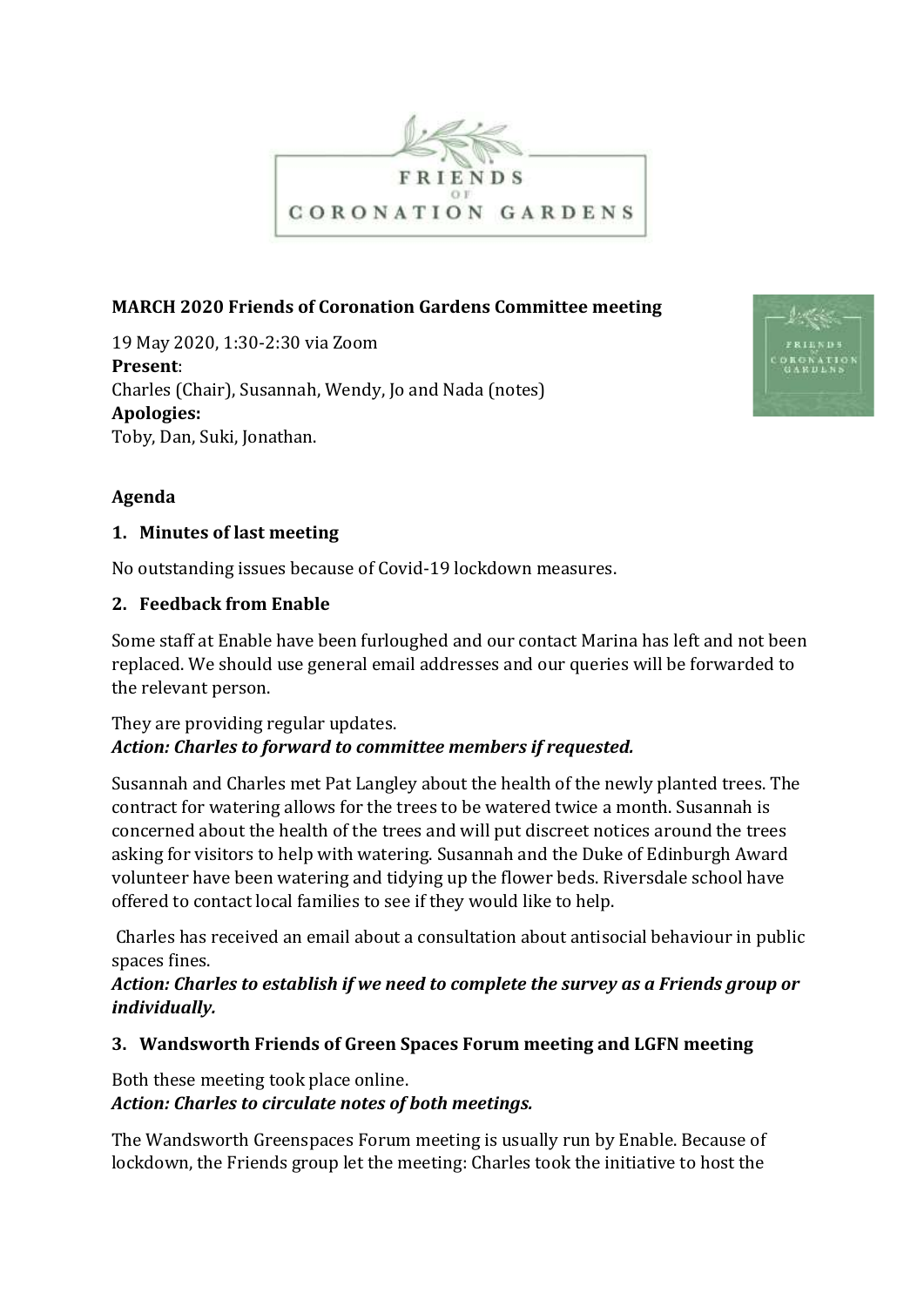**MARCH 2020 Friends of Coronation Gardens Committee meeting**

19 May 2020, 1:30-2:30 via Zoom
**Present**:
Charles (Chair), Susannah, Wendy, Jo and Nada (notes)
**Apologies:**
Toby, Dan, Suki, Jonathan.

**Agenda**

1. **Minutes of last meeting**

No outstanding issues because of Covid-19 lockdown measures.

2. **Feedback from Enable**

Some staff at Enable have been furloughed and our contact Marina has left and not been replaced. We should use general email addresses and our queries will be forwarded to the relevant person.

They are providing regular updates.
***Action: Charles to forward to committee members if requested.***

Susannah and Charles met Pat Langley about the health of the newly planted trees. The contract for watering allows for the trees to be watered twice a month. Susannah is concerned about the health of the trees and will put discreet notices around the trees asking for visitors to help with watering. Susannah and the Duke of Edinburgh Award volunteer have been watering and tidying up the flower beds. Riversdale school have offered to contact local families to see if they would like to help.

Charles has received an email about a consultation about antisocial behaviour in public spaces fines.
***Action: Charles to establish if we need to complete the survey as a Friends group or individually.***

3. **Wandsworth Friends of Green Spaces Forum meeting and LGFN meeting**

Both these meeting took place online.
***Action: Charles to circulate notes of both meetings.***

The Wandsworth Greenspaces Forum meeting is usually run by Enable. Because of lockdown, the Friends group let the meeting: Charles took the initiative to host the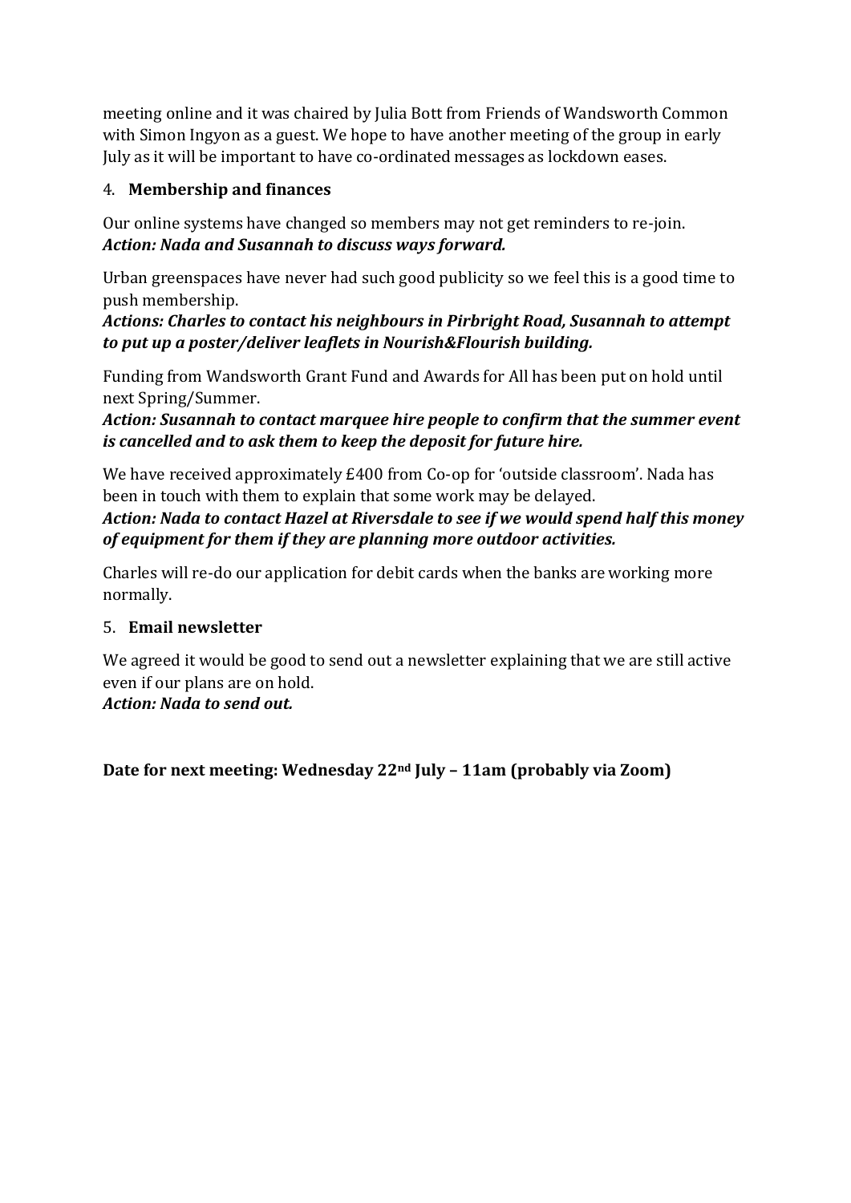meeting online and it was chaired by Julia Bott from Friends of Wandsworth Common with Simon Ingyon as a guest. We hope to have another meeting of the group in early July as it will be important to have co-ordinated messages as lockdown eases.

4. **Membership and finances**

Our online systems have changed so members may not get reminders to re-join.
***Action: Nada and Susannah to discuss ways forward.***

Urban greenspaces have never had such good publicity so we feel this is a good time to push membership.
***Actions: Charles to contact his neighbours in Pirbright Road, Susannah to attempt to put up a poster/deliver leaflets in Nourish&Flourish building.***

Funding from Wandsworth Grant Fund and Awards for All has been put on hold until next Spring/Summer.
***Action: Susannah to contact marquee hire people to confirm that the summer event is cancelled and to ask them to keep the deposit for future hire.***

We have received approximately £400 from Co-op for 'outside classroom'. Nada has been in touch with them to explain that some work may be delayed.
***Action: Nada to contact Hazel at Riversdale to see if we would spend half this money of equipment for them if they are planning more outdoor activities.***

Charles will re-do our application for debit cards when the banks are working more normally.

5. **Email newsletter**

We agreed it would be good to send out a newsletter explaining that we are still active even if our plans are on hold.
***Action: Nada to send out.***

**Date for next meeting: Wednesday 22nd July – 11am (probably via Zoom)**